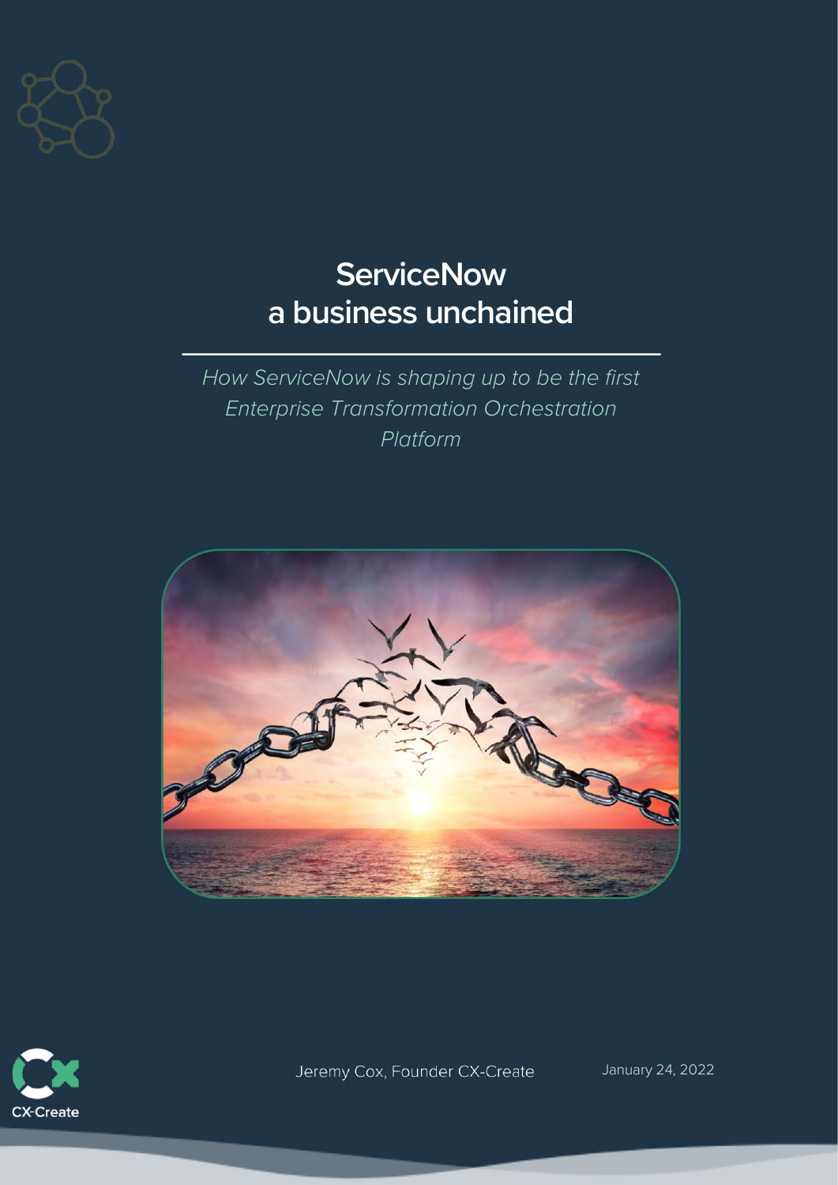# ServiceNow
# a business unchained

*How ServiceNow is shaping up to be the first Enterprise Transformation Orchestration Platform*

CX-Create

Jeremy Cox, Founder CX-Create

January 24, 2022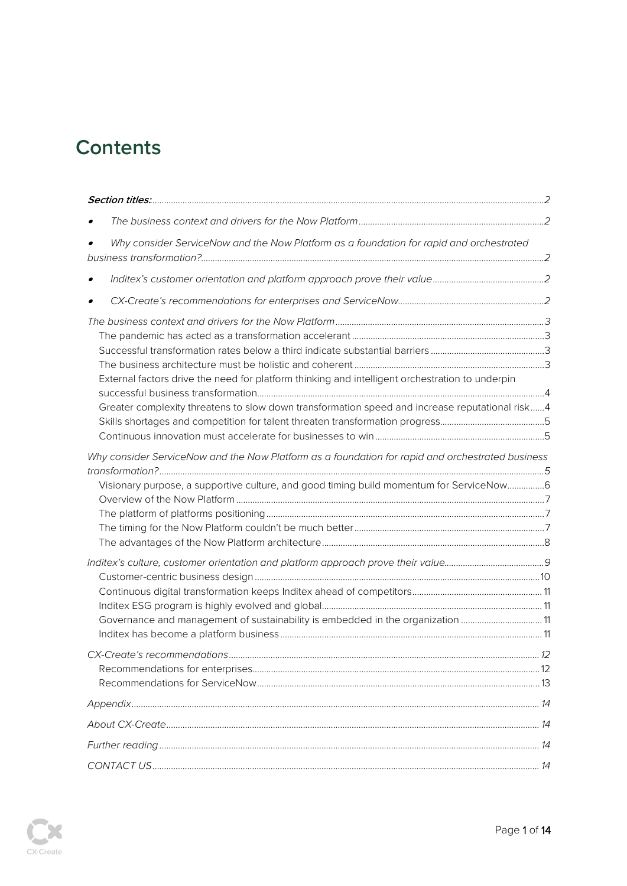# Contents

*Section titles:* 2

- *The business context and drivers for the Now Platform* 2
- *Why consider ServiceNow and the Now Platform as a foundation for rapid and orchestrated business transformation?* 2
- *Inditex's customer orientation and platform approach prove their value* 2
- *CX-Create's recommendations for enterprises and ServiceNow* 2

*The business context and drivers for the Now Platform* 3

- The pandemic has acted as a transformation accelerant 3
- Successful transformation rates below a third indicate substantial barriers 3
- The business architecture must be holistic and coherent 3
- External factors drive the need for platform thinking and intelligent orchestration to underpin successful business transformation 4
- Greater complexity threatens to slow down transformation speed and increase reputational risk 4
- Skills shortages and competition for talent threaten transformation progress 5
- Continuous innovation must accelerate for businesses to win 5

*Why consider ServiceNow and the Now Platform as a foundation for rapid and orchestrated business transformation?* 5

- Visionary purpose, a supportive culture, and good timing build momentum for ServiceNow 6
- Overview of the Now Platform 7
- The platform of platforms positioning 7
- The timing for the Now Platform couldn't be much better 7
- The advantages of the Now Platform architecture 8

*Inditex's culture, customer orientation and platform approach prove their value* 9

- Customer-centric business design 10
- Continuous digital transformation keeps Inditex ahead of competitors 11
- Inditex ESG program is highly evolved and global 11
- Governance and management of sustainability is embedded in the organization 11
- Inditex has become a platform business 11

*CX-Create's recommendations* 12

- Recommendations for enterprises 12
- Recommendations for ServiceNow 13

*Appendix* 14

*About CX-Create* 14

*Further reading* 14

*CONTACT US* 14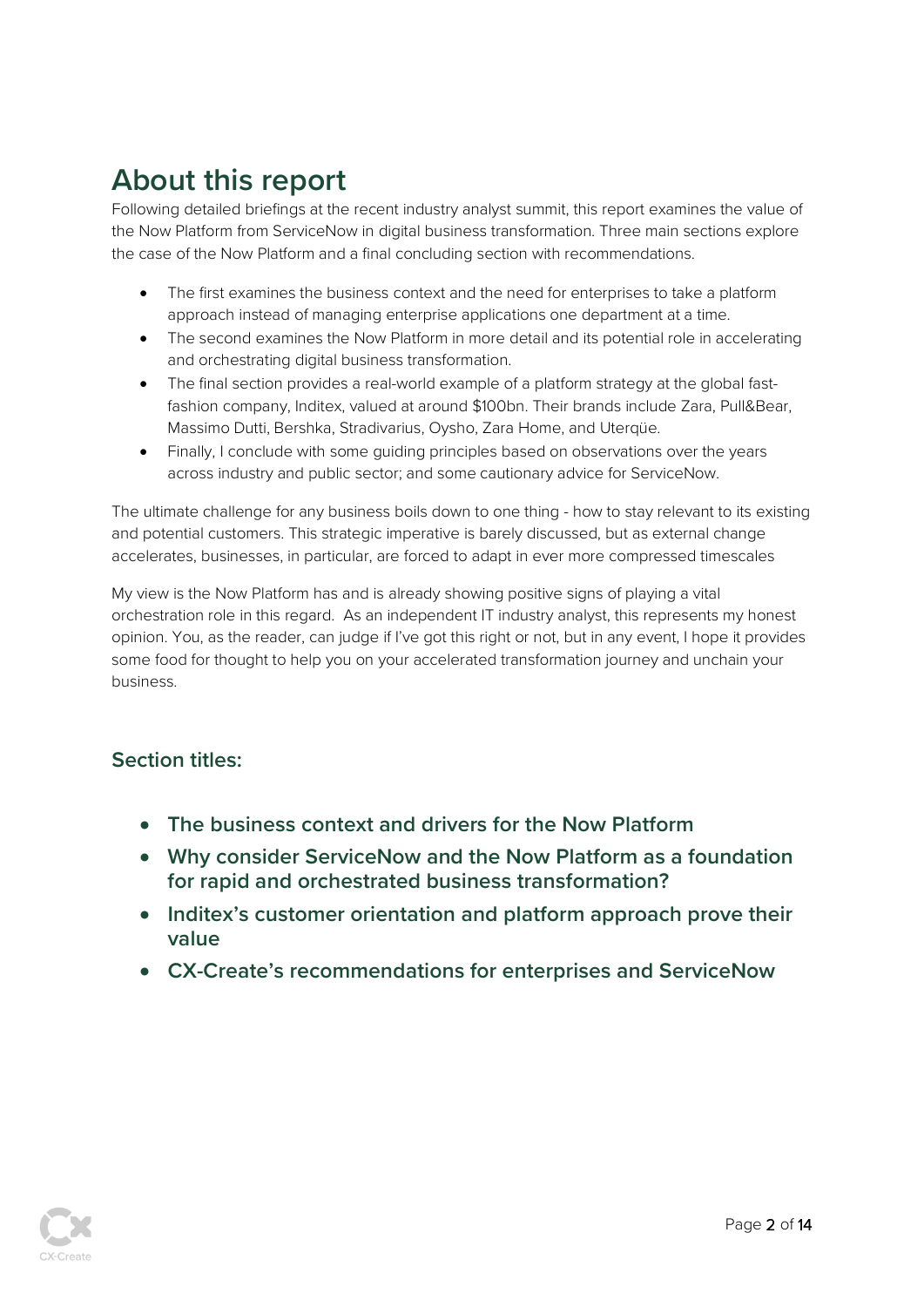# About this report

Following detailed briefings at the recent industry analyst summit, this report examines the value of the Now Platform from ServiceNow in digital business transformation. Three main sections explore the case of the Now Platform and a final concluding section with recommendations.

- The first examines the business context and the need for enterprises to take a platform approach instead of managing enterprise applications one department at a time.
- The second examines the Now Platform in more detail and its potential role in accelerating and orchestrating digital business transformation.
- The final section provides a real-world example of a platform strategy at the global fast-fashion company, Inditex, valued at around $100bn. Their brands include Zara, Pull&Bear, Massimo Dutti, Bershka, Stradivarius, Oysho, Zara Home, and Uterqüe.
- Finally, I conclude with some guiding principles based on observations over the years across industry and public sector; and some cautionary advice for ServiceNow.

The ultimate challenge for any business boils down to one thing - how to stay relevant to its existing and potential customers. This strategic imperative is barely discussed, but as external change accelerates, businesses, in particular, are forced to adapt in ever more compressed timescales

My view is the Now Platform has and is already showing positive signs of playing a vital orchestration role in this regard. As an independent IT industry analyst, this represents my honest opinion. You, as the reader, can judge if I've got this right or not, but in any event, I hope it provides some food for thought to help you on your accelerated transformation journey and unchain your business.

### Section titles:

- **The business context and drivers for the Now Platform**
- **Why consider ServiceNow and the Now Platform as a foundation for rapid and orchestrated business transformation?**
- **Inditex's customer orientation and platform approach prove their value**
- **CX-Create's recommendations for enterprises and ServiceNow**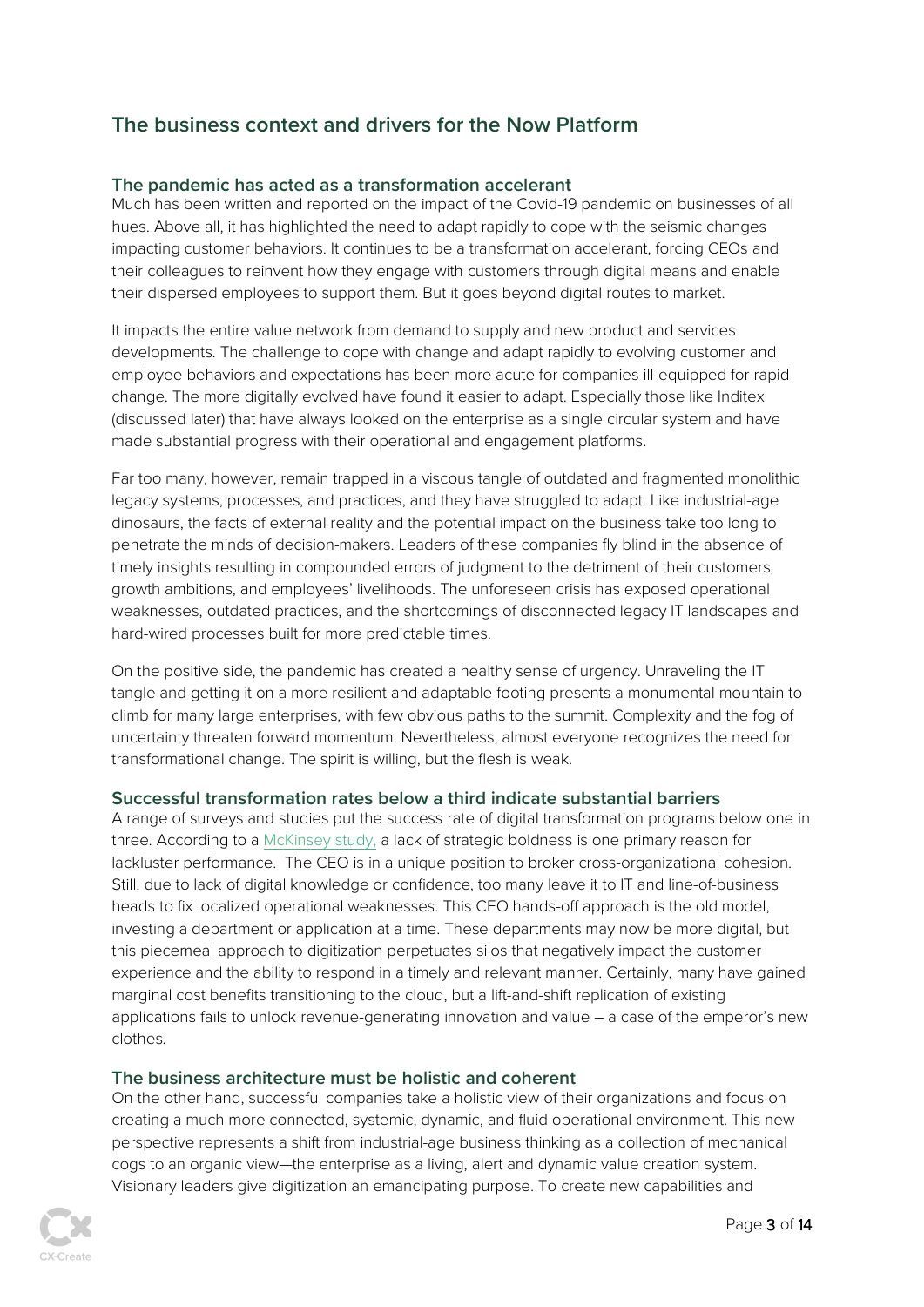## The business context and drivers for the Now Platform

### The pandemic has acted as a transformation accelerant

Much has been written and reported on the impact of the Covid-19 pandemic on businesses of all hues. Above all, it has highlighted the need to adapt rapidly to cope with the seismic changes impacting customer behaviors. It continues to be a transformation accelerant, forcing CEOs and their colleagues to reinvent how they engage with customers through digital means and enable their dispersed employees to support them. But it goes beyond digital routes to market.

It impacts the entire value network from demand to supply and new product and services developments. The challenge to cope with change and adapt rapidly to evolving customer and employee behaviors and expectations has been more acute for companies ill-equipped for rapid change. The more digitally evolved have found it easier to adapt. Especially those like Inditex (discussed later) that have always looked on the enterprise as a single circular system and have made substantial progress with their operational and engagement platforms.

Far too many, however, remain trapped in a viscous tangle of outdated and fragmented monolithic legacy systems, processes, and practices, and they have struggled to adapt. Like industrial-age dinosaurs, the facts of external reality and the potential impact on the business take too long to penetrate the minds of decision-makers. Leaders of these companies fly blind in the absence of timely insights resulting in compounded errors of judgment to the detriment of their customers, growth ambitions, and employees' livelihoods. The unforeseen crisis has exposed operational weaknesses, outdated practices, and the shortcomings of disconnected legacy IT landscapes and hard-wired processes built for more predictable times.

On the positive side, the pandemic has created a healthy sense of urgency. Unraveling the IT tangle and getting it on a more resilient and adaptable footing presents a monumental mountain to climb for many large enterprises, with few obvious paths to the summit. Complexity and the fog of uncertainty threaten forward momentum. Nevertheless, almost everyone recognizes the need for transformational change. The spirit is willing, but the flesh is weak.

### Successful transformation rates below a third indicate substantial barriers

A range of surveys and studies put the success rate of digital transformation programs below one in three. According to a McKinsey study, a lack of strategic boldness is one primary reason for lackluster performance. The CEO is in a unique position to broker cross-organizational cohesion. Still, due to lack of digital knowledge or confidence, too many leave it to IT and line-of-business heads to fix localized operational weaknesses. This CEO hands-off approach is the old model, investing a department or application at a time. These departments may now be more digital, but this piecemeal approach to digitization perpetuates silos that negatively impact the customer experience and the ability to respond in a timely and relevant manner. Certainly, many have gained marginal cost benefits transitioning to the cloud, but a lift-and-shift replication of existing applications fails to unlock revenue-generating innovation and value – a case of the emperor's new clothes.

### The business architecture must be holistic and coherent

On the other hand, successful companies take a holistic view of their organizations and focus on creating a much more connected, systemic, dynamic, and fluid operational environment. This new perspective represents a shift from industrial-age business thinking as a collection of mechanical cogs to an organic view—the enterprise as a living, alert and dynamic value creation system. Visionary leaders give digitization an emancipating purpose. To create new capabilities and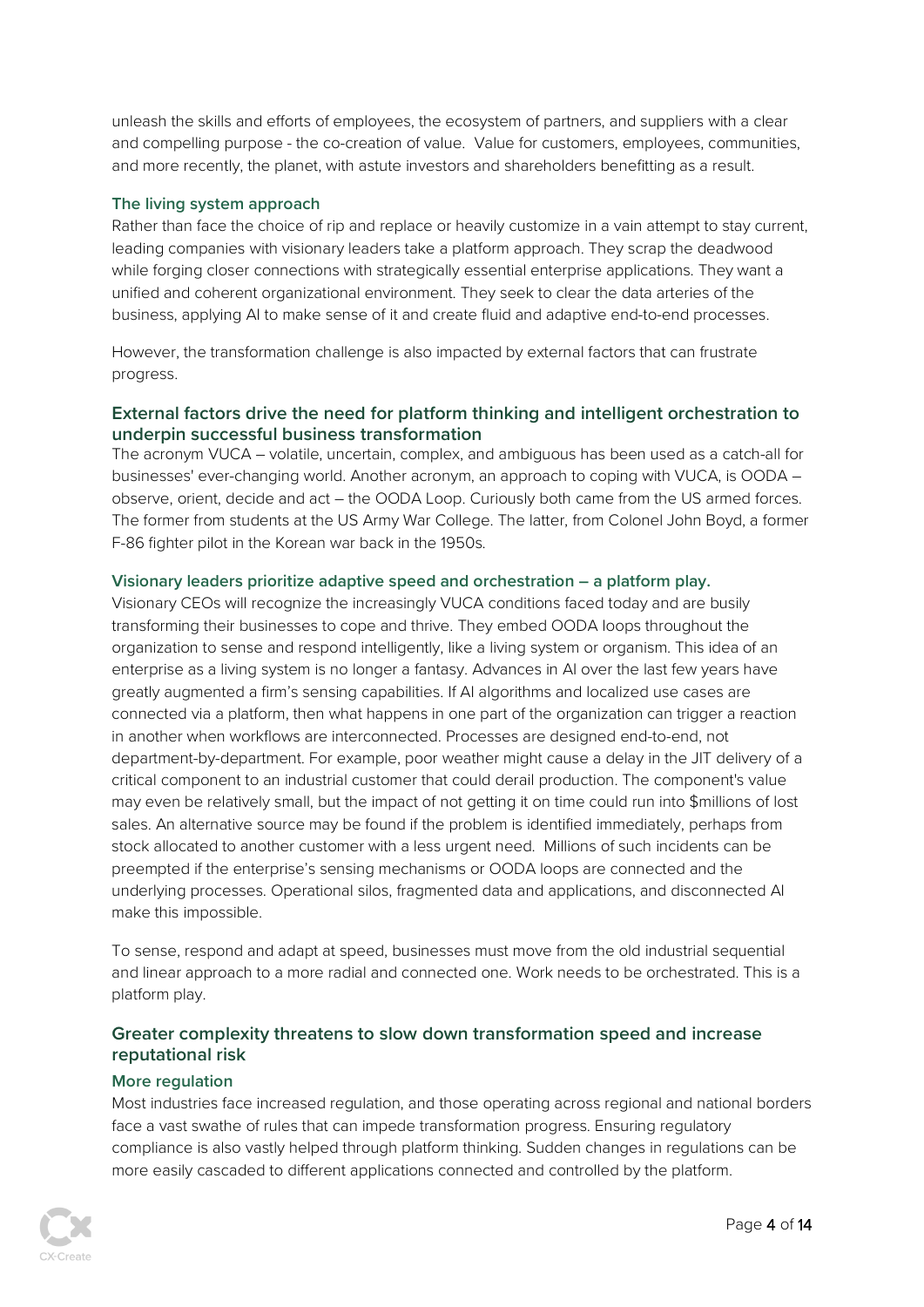unleash the skills and efforts of employees, the ecosystem of partners, and suppliers with a clear and compelling purpose - the co-creation of value. Value for customers, employees, communities, and more recently, the planet, with astute investors and shareholders benefitting as a result.

### The living system approach

Rather than face the choice of rip and replace or heavily customize in a vain attempt to stay current, leading companies with visionary leaders take a platform approach. They scrap the deadwood while forging closer connections with strategically essential enterprise applications. They want a unified and coherent organizational environment. They seek to clear the data arteries of the business, applying AI to make sense of it and create fluid and adaptive end-to-end processes.

However, the transformation challenge is also impacted by external factors that can frustrate progress.

## External factors drive the need for platform thinking and intelligent orchestration to underpin successful business transformation

The acronym VUCA – volatile, uncertain, complex, and ambiguous has been used as a catch-all for businesses' ever-changing world. Another acronym, an approach to coping with VUCA, is OODA – observe, orient, decide and act – the OODA Loop. Curiously both came from the US armed forces. The former from students at the US Army War College. The latter, from Colonel John Boyd, a former F-86 fighter pilot in the Korean war back in the 1950s.

### Visionary leaders prioritize adaptive speed and orchestration – a platform play.

Visionary CEOs will recognize the increasingly VUCA conditions faced today and are busily transforming their businesses to cope and thrive. They embed OODA loops throughout the organization to sense and respond intelligently, like a living system or organism. This idea of an enterprise as a living system is no longer a fantasy. Advances in AI over the last few years have greatly augmented a firm's sensing capabilities. If AI algorithms and localized use cases are connected via a platform, then what happens in one part of the organization can trigger a reaction in another when workflows are interconnected. Processes are designed end-to-end, not department-by-department. For example, poor weather might cause a delay in the JIT delivery of a critical component to an industrial customer that could derail production. The component's value may even be relatively small, but the impact of not getting it on time could run into $millions of lost sales. An alternative source may be found if the problem is identified immediately, perhaps from stock allocated to another customer with a less urgent need. Millions of such incidents can be preempted if the enterprise's sensing mechanisms or OODA loops are connected and the underlying processes. Operational silos, fragmented data and applications, and disconnected AI make this impossible.

To sense, respond and adapt at speed, businesses must move from the old industrial sequential and linear approach to a more radial and connected one. Work needs to be orchestrated. This is a platform play.

## Greater complexity threatens to slow down transformation speed and increase reputational risk

### More regulation

Most industries face increased regulation, and those operating across regional and national borders face a vast swathe of rules that can impede transformation progress. Ensuring regulatory compliance is also vastly helped through platform thinking. Sudden changes in regulations can be more easily cascaded to different applications connected and controlled by the platform.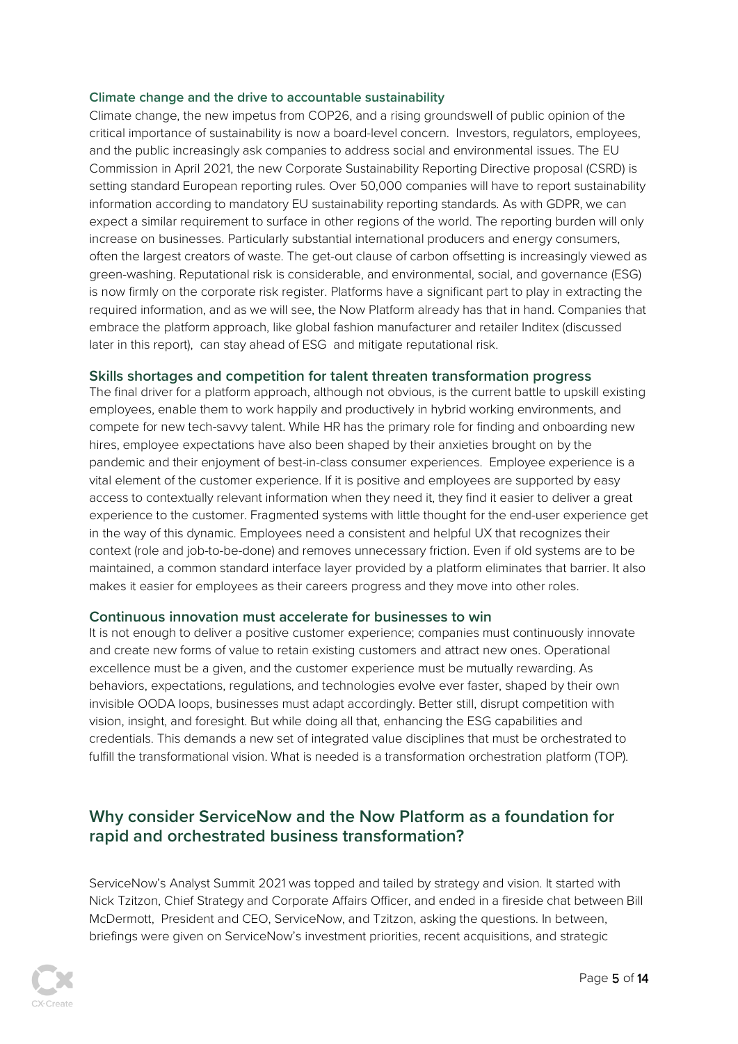### Climate change and the drive to accountable sustainability

Climate change, the new impetus from COP26, and a rising groundswell of public opinion of the critical importance of sustainability is now a board-level concern. Investors, regulators, employees, and the public increasingly ask companies to address social and environmental issues. The EU Commission in April 2021, the new Corporate Sustainability Reporting Directive proposal (CSRD) is setting standard European reporting rules. Over 50,000 companies will have to report sustainability information according to mandatory EU sustainability reporting standards. As with GDPR, we can expect a similar requirement to surface in other regions of the world. The reporting burden will only increase on businesses. Particularly substantial international producers and energy consumers, often the largest creators of waste. The get-out clause of carbon offsetting is increasingly viewed as green-washing. Reputational risk is considerable, and environmental, social, and governance (ESG) is now firmly on the corporate risk register. Platforms have a significant part to play in extracting the required information, and as we will see, the Now Platform already has that in hand. Companies that embrace the platform approach, like global fashion manufacturer and retailer Inditex (discussed later in this report), can stay ahead of ESG and mitigate reputational risk.

### Skills shortages and competition for talent threaten transformation progress

The final driver for a platform approach, although not obvious, is the current battle to upskill existing employees, enable them to work happily and productively in hybrid working environments, and compete for new tech-savvy talent. While HR has the primary role for finding and onboarding new hires, employee expectations have also been shaped by their anxieties brought on by the pandemic and their enjoyment of best-in-class consumer experiences. Employee experience is a vital element of the customer experience. If it is positive and employees are supported by easy access to contextually relevant information when they need it, they find it easier to deliver a great experience to the customer. Fragmented systems with little thought for the end-user experience get in the way of this dynamic. Employees need a consistent and helpful UX that recognizes their context (role and job-to-be-done) and removes unnecessary friction. Even if old systems are to be maintained, a common standard interface layer provided by a platform eliminates that barrier. It also makes it easier for employees as their careers progress and they move into other roles.

### Continuous innovation must accelerate for businesses to win

It is not enough to deliver a positive customer experience; companies must continuously innovate and create new forms of value to retain existing customers and attract new ones. Operational excellence must be a given, and the customer experience must be mutually rewarding. As behaviors, expectations, regulations, and technologies evolve ever faster, shaped by their own invisible OODA loops, businesses must adapt accordingly. Better still, disrupt competition with vision, insight, and foresight. But while doing all that, enhancing the ESG capabilities and credentials. This demands a new set of integrated value disciplines that must be orchestrated to fulfill the transformational vision. What is needed is a transformation orchestration platform (TOP).

## Why consider ServiceNow and the Now Platform as a foundation for rapid and orchestrated business transformation?

ServiceNow's Analyst Summit 2021 was topped and tailed by strategy and vision. It started with Nick Tzitzon, Chief Strategy and Corporate Affairs Officer, and ended in a fireside chat between Bill McDermott, President and CEO, ServiceNow, and Tzitzon, asking the questions. In between, briefings were given on ServiceNow's investment priorities, recent acquisitions, and strategic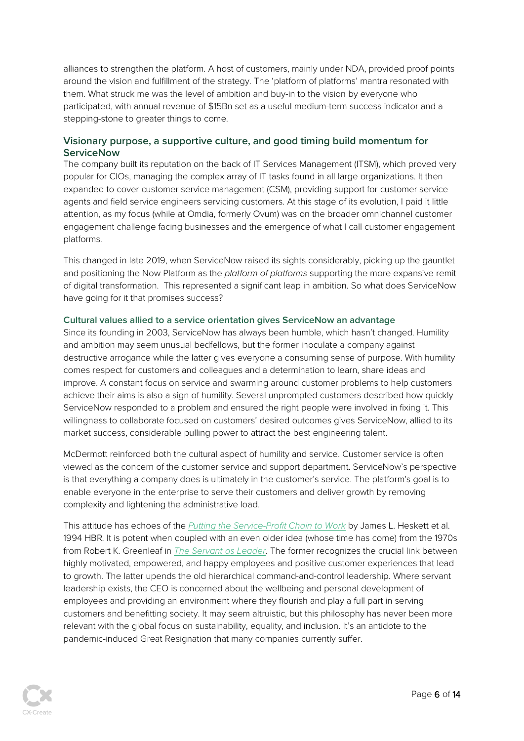alliances to strengthen the platform. A host of customers, mainly under NDA, provided proof points around the vision and fulfillment of the strategy. The 'platform of platforms' mantra resonated with them. What struck me was the level of ambition and buy-in to the vision by everyone who participated, with annual revenue of $15Bn set as a useful medium-term success indicator and a stepping-stone to greater things to come.

## Visionary purpose, a supportive culture, and good timing build momentum for ServiceNow

The company built its reputation on the back of IT Services Management (ITSM), which proved very popular for CIOs, managing the complex array of IT tasks found in all large organizations. It then expanded to cover customer service management (CSM), providing support for customer service agents and field service engineers servicing customers. At this stage of its evolution, I paid it little attention, as my focus (while at Omdia, formerly Ovum) was on the broader omnichannel customer engagement challenge facing businesses and the emergence of what I call customer engagement platforms.

This changed in late 2019, when ServiceNow raised its sights considerably, picking up the gauntlet and positioning the Now Platform as the *platform of platforms* supporting the more expansive remit of digital transformation. This represented a significant leap in ambition. So what does ServiceNow have going for it that promises success?

### Cultural values allied to a service orientation gives ServiceNow an advantage

Since its founding in 2003, ServiceNow has always been humble, which hasn't changed. Humility and ambition may seem unusual bedfellows, but the former inoculate a company against destructive arrogance while the latter gives everyone a consuming sense of purpose. With humility comes respect for customers and colleagues and a determination to learn, share ideas and improve. A constant focus on service and swarming around customer problems to help customers achieve their aims is also a sign of humility. Several unprompted customers described how quickly ServiceNow responded to a problem and ensured the right people were involved in fixing it. This willingness to collaborate focused on customers' desired outcomes gives ServiceNow, allied to its market success, considerable pulling power to attract the best engineering talent.

McDermott reinforced both the cultural aspect of humility and service. Customer service is often viewed as the concern of the customer service and support department. ServiceNow's perspective is that everything a company does is ultimately in the customer's service. The platform's goal is to enable everyone in the enterprise to serve their customers and deliver growth by removing complexity and lightening the administrative load.

This attitude has echoes of the *Putting the Service-Profit Chain to Work* by James L. Heskett et al. 1994 HBR. It is potent when coupled with an even older idea (whose time has come) from the 1970s from Robert K. Greenleaf in *The Servant as Leader*. The former recognizes the crucial link between highly motivated, empowered, and happy employees and positive customer experiences that lead to growth. The latter upends the old hierarchical command-and-control leadership. Where servant leadership exists, the CEO is concerned about the wellbeing and personal development of employees and providing an environment where they flourish and play a full part in serving customers and benefitting society. It may seem altruistic, but this philosophy has never been more relevant with the global focus on sustainability, equality, and inclusion. It's an antidote to the pandemic-induced Great Resignation that many companies currently suffer.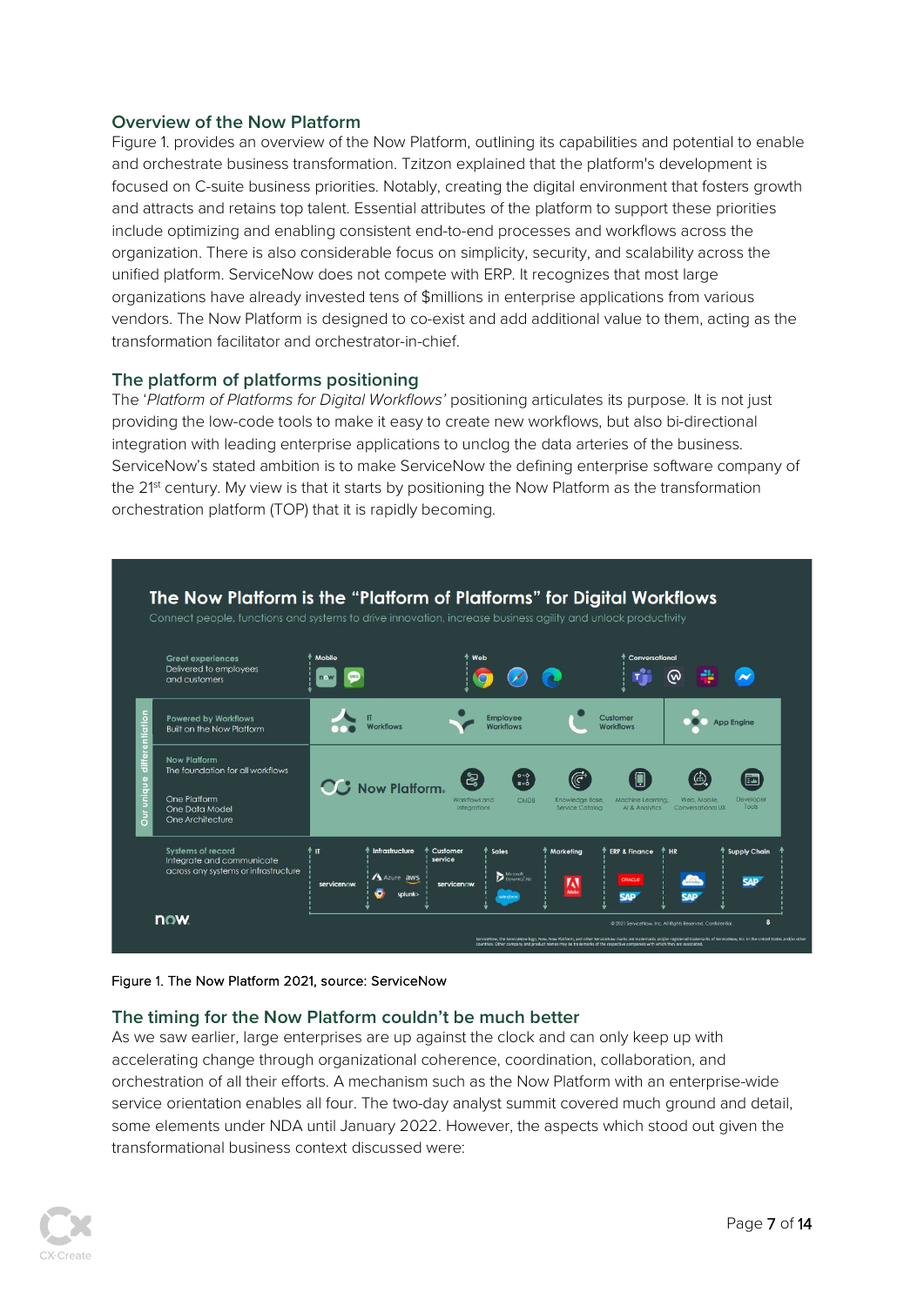## Overview of the Now Platform

Figure 1. provides an overview of the Now Platform, outlining its capabilities and potential to enable and orchestrate business transformation. Tzitzon explained that the platform's development is focused on C-suite business priorities. Notably, creating the digital environment that fosters growth and attracts and retains top talent. Essential attributes of the platform to support these priorities include optimizing and enabling consistent end-to-end processes and workflows across the organization. There is also considerable focus on simplicity, security, and scalability across the unified platform. ServiceNow does not compete with ERP. It recognizes that most large organizations have already invested tens of $millions in enterprise applications from various vendors. The Now Platform is designed to co-exist and add additional value to them, acting as the transformation facilitator and orchestrator-in-chief.

## The platform of platforms positioning

The '*Platform of Platforms for Digital Workflows*' positioning articulates its purpose. It is not just providing the low-code tools to make it easy to create new workflows, but also bi-directional integration with leading enterprise applications to unclog the data arteries of the business. ServiceNow's stated ambition is to make ServiceNow the defining enterprise software company of the 21st century. My view is that it starts by positioning the Now Platform as the transformation orchestration platform (TOP) that it is rapidly becoming.

Figure 1. The Now Platform 2021, source: ServiceNow

## The timing for the Now Platform couldn't be much better

As we saw earlier, large enterprises are up against the clock and can only keep up with accelerating change through organizational coherence, coordination, collaboration, and orchestration of all their efforts. A mechanism such as the Now Platform with an enterprise-wide service orientation enables all four. The two-day analyst summit covered much ground and detail, some elements under NDA until January 2022. However, the aspects which stood out given the transformational business context discussed were: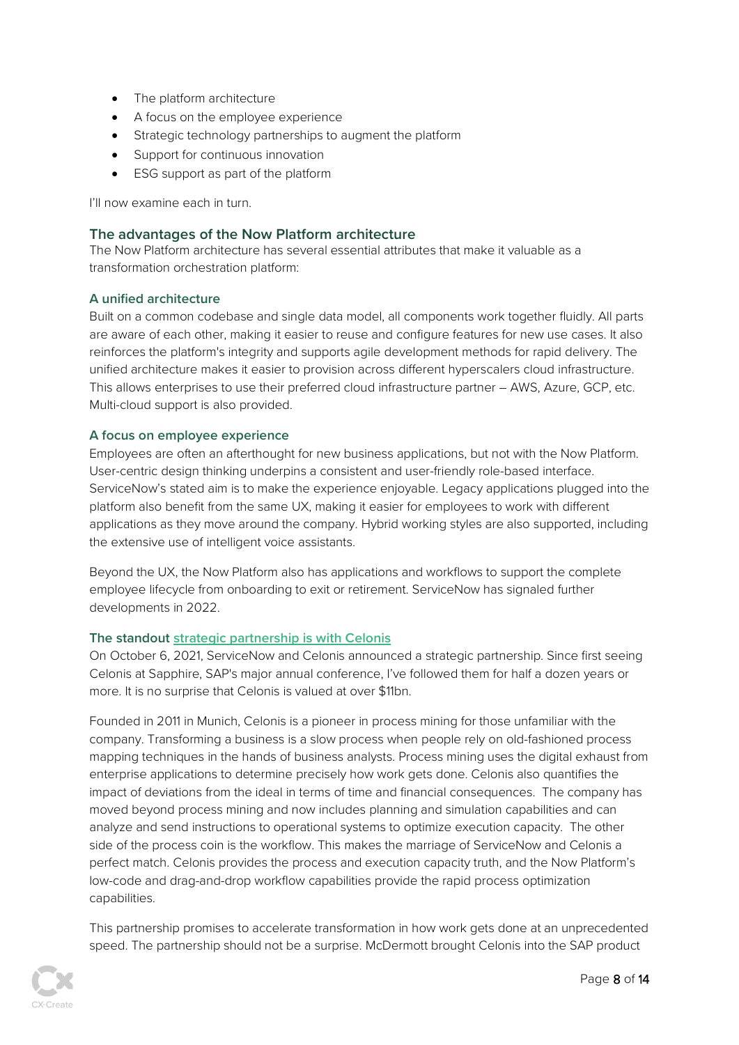- The platform architecture
- A focus on the employee experience
- Strategic technology partnerships to augment the platform
- Support for continuous innovation
- ESG support as part of the platform

I'll now examine each in turn.

## The advantages of the Now Platform architecture

The Now Platform architecture has several essential attributes that make it valuable as a transformation orchestration platform:

### A unified architecture

Built on a common codebase and single data model, all components work together fluidly. All parts are aware of each other, making it easier to reuse and configure features for new use cases. It also reinforces the platform's integrity and supports agile development methods for rapid delivery. The unified architecture makes it easier to provision across different hyperscalers cloud infrastructure. This allows enterprises to use their preferred cloud infrastructure partner – AWS, Azure, GCP, etc. Multi-cloud support is also provided.

### A focus on employee experience

Employees are often an afterthought for new business applications, but not with the Now Platform. User-centric design thinking underpins a consistent and user-friendly role-based interface. ServiceNow's stated aim is to make the experience enjoyable. Legacy applications plugged into the platform also benefit from the same UX, making it easier for employees to work with different applications as they move around the company. Hybrid working styles are also supported, including the extensive use of intelligent voice assistants.

Beyond the UX, the Now Platform also has applications and workflows to support the complete employee lifecycle from onboarding to exit or retirement. ServiceNow has signaled further developments in 2022.

### The standout strategic partnership is with Celonis

On October 6, 2021, ServiceNow and Celonis announced a strategic partnership. Since first seeing Celonis at Sapphire, SAP's major annual conference, I've followed them for half a dozen years or more. It is no surprise that Celonis is valued at over $11bn.

Founded in 2011 in Munich, Celonis is a pioneer in process mining for those unfamiliar with the company. Transforming a business is a slow process when people rely on old-fashioned process mapping techniques in the hands of business analysts. Process mining uses the digital exhaust from enterprise applications to determine precisely how work gets done. Celonis also quantifies the impact of deviations from the ideal in terms of time and financial consequences. The company has moved beyond process mining and now includes planning and simulation capabilities and can analyze and send instructions to operational systems to optimize execution capacity. The other side of the process coin is the workflow. This makes the marriage of ServiceNow and Celonis a perfect match. Celonis provides the process and execution capacity truth, and the Now Platform's low-code and drag-and-drop workflow capabilities provide the rapid process optimization capabilities.

This partnership promises to accelerate transformation in how work gets done at an unprecedented speed. The partnership should not be a surprise. McDermott brought Celonis into the SAP product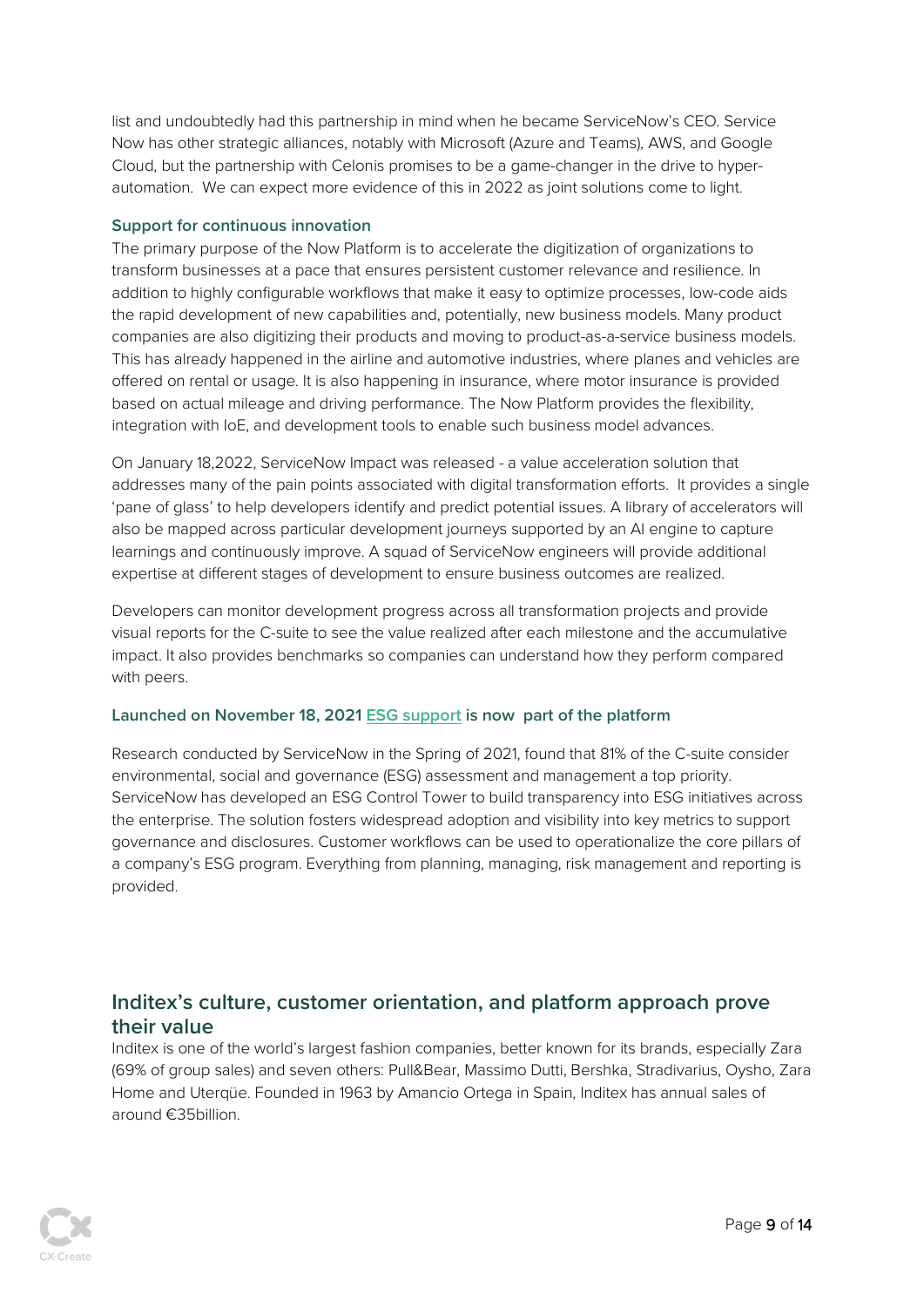list and undoubtedly had this partnership in mind when he became ServiceNow's CEO. Service Now has other strategic alliances, notably with Microsoft (Azure and Teams), AWS, and Google Cloud, but the partnership with Celonis promises to be a game-changer in the drive to hyper-automation. We can expect more evidence of this in 2022 as joint solutions come to light.

### Support for continuous innovation

The primary purpose of the Now Platform is to accelerate the digitization of organizations to transform businesses at a pace that ensures persistent customer relevance and resilience. In addition to highly configurable workflows that make it easy to optimize processes, low-code aids the rapid development of new capabilities and, potentially, new business models. Many product companies are also digitizing their products and moving to product-as-a-service business models. This has already happened in the airline and automotive industries, where planes and vehicles are offered on rental or usage. It is also happening in insurance, where motor insurance is provided based on actual mileage and driving performance. The Now Platform provides the flexibility, integration with IoE, and development tools to enable such business model advances.

On January 18,2022, ServiceNow Impact was released - a value acceleration solution that addresses many of the pain points associated with digital transformation efforts. It provides a single 'pane of glass' to help developers identify and predict potential issues. A library of accelerators will also be mapped across particular development journeys supported by an AI engine to capture learnings and continuously improve. A squad of ServiceNow engineers will provide additional expertise at different stages of development to ensure business outcomes are realized.

Developers can monitor development progress across all transformation projects and provide visual reports for the C-suite to see the value realized after each milestone and the accumulative impact. It also provides benchmarks so companies can understand how they perform compared with peers.

### Launched on November 18, 2021 ESG support is now part of the platform

Research conducted by ServiceNow in the Spring of 2021, found that 81% of the C-suite consider environmental, social and governance (ESG) assessment and management a top priority. ServiceNow has developed an ESG Control Tower to build transparency into ESG initiatives across the enterprise. The solution fosters widespread adoption and visibility into key metrics to support governance and disclosures. Customer workflows can be used to operationalize the core pillars of a company's ESG program. Everything from planning, managing, risk management and reporting is provided.

## Inditex's culture, customer orientation, and platform approach prove their value

Inditex is one of the world's largest fashion companies, better known for its brands, especially Zara (69% of group sales) and seven others: Pull&Bear, Massimo Dutti, Bershka, Stradivarius, Oysho, Zara Home and Uterqüe. Founded in 1963 by Amancio Ortega in Spain, Inditex has annual sales of around €35billion.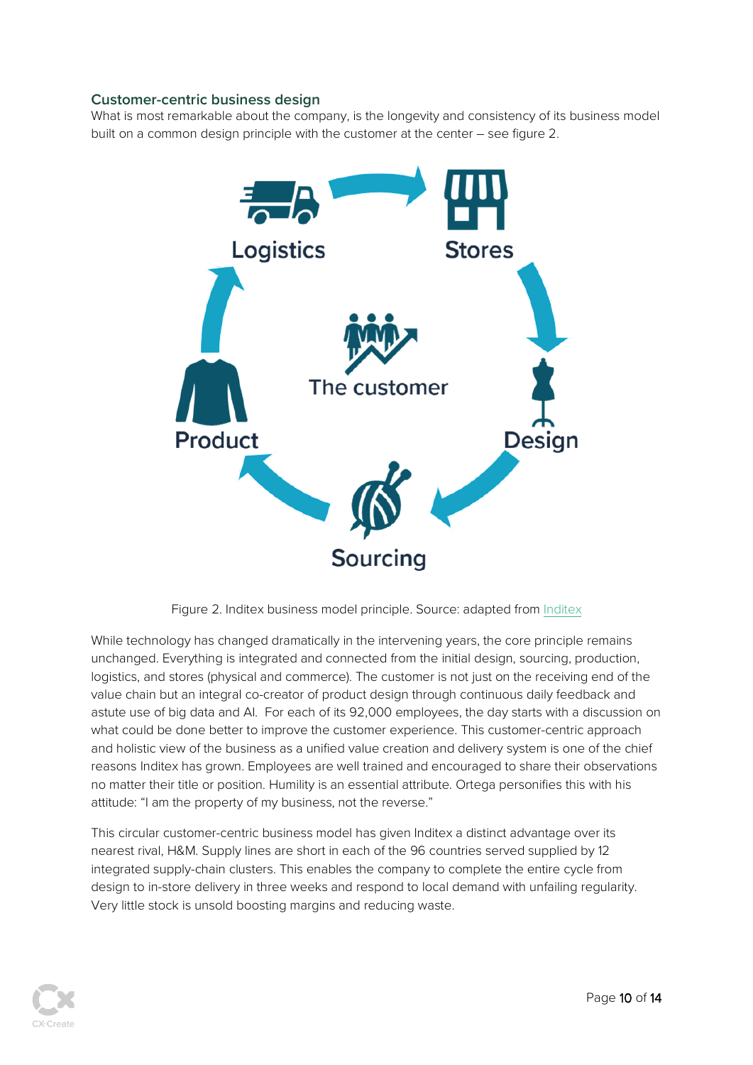### Customer-centric business design

What is most remarkable about the company, is the longevity and consistency of its business model built on a common design principle with the customer at the center – see figure 2.

Figure 2. Inditex business model principle. Source: adapted from Inditex

While technology has changed dramatically in the intervening years, the core principle remains unchanged. Everything is integrated and connected from the initial design, sourcing, production, logistics, and stores (physical and commerce). The customer is not just on the receiving end of the value chain but an integral co-creator of product design through continuous daily feedback and astute use of big data and AI. For each of its 92,000 employees, the day starts with a discussion on what could be done better to improve the customer experience. This customer-centric approach and holistic view of the business as a unified value creation and delivery system is one of the chief reasons Inditex has grown. Employees are well trained and encouraged to share their observations no matter their title or position. Humility is an essential attribute. Ortega personifies this with his attitude: "I am the property of my business, not the reverse."

This circular customer-centric business model has given Inditex a distinct advantage over its nearest rival, H&M. Supply lines are short in each of the 96 countries served supplied by 12 integrated supply-chain clusters. This enables the company to complete the entire cycle from design to in-store delivery in three weeks and respond to local demand with unfailing regularity. Very little stock is unsold boosting margins and reducing waste.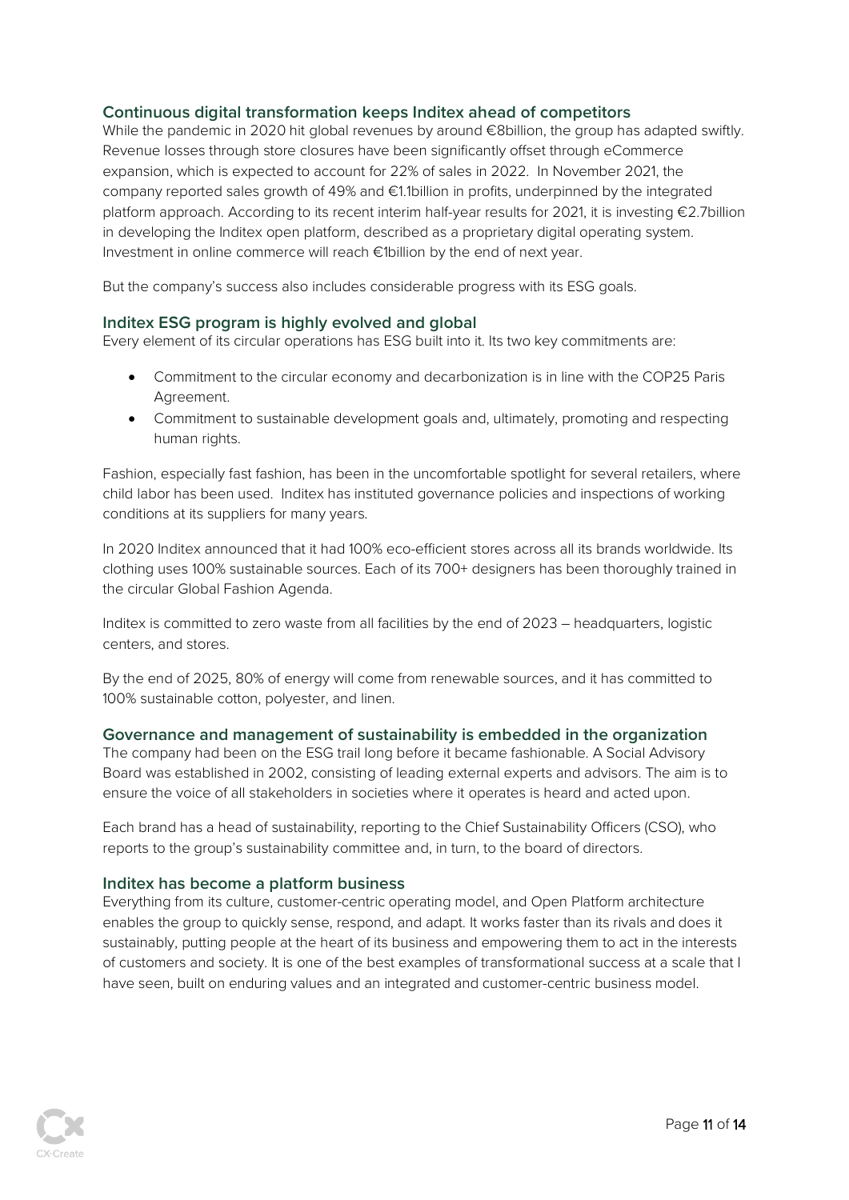## Continuous digital transformation keeps Inditex ahead of competitors

While the pandemic in 2020 hit global revenues by around €8billion, the group has adapted swiftly. Revenue losses through store closures have been significantly offset through eCommerce expansion, which is expected to account for 22% of sales in 2022. In November 2021, the company reported sales growth of 49% and €1.1billion in profits, underpinned by the integrated platform approach. According to its recent interim half-year results for 2021, it is investing €2.7billion in developing the Inditex open platform, described as a proprietary digital operating system. Investment in online commerce will reach €1billion by the end of next year.

But the company's success also includes considerable progress with its ESG goals.

## Inditex ESG program is highly evolved and global

Every element of its circular operations has ESG built into it. Its two key commitments are:

- Commitment to the circular economy and decarbonization is in line with the COP25 Paris Agreement.
- Commitment to sustainable development goals and, ultimately, promoting and respecting human rights.

Fashion, especially fast fashion, has been in the uncomfortable spotlight for several retailers, where child labor has been used. Inditex has instituted governance policies and inspections of working conditions at its suppliers for many years.

In 2020 Inditex announced that it had 100% eco-efficient stores across all its brands worldwide. Its clothing uses 100% sustainable sources. Each of its 700+ designers has been thoroughly trained in the circular Global Fashion Agenda.

Inditex is committed to zero waste from all facilities by the end of 2023 – headquarters, logistic centers, and stores.

By the end of 2025, 80% of energy will come from renewable sources, and it has committed to 100% sustainable cotton, polyester, and linen.

## Governance and management of sustainability is embedded in the organization

The company had been on the ESG trail long before it became fashionable. A Social Advisory Board was established in 2002, consisting of leading external experts and advisors. The aim is to ensure the voice of all stakeholders in societies where it operates is heard and acted upon.

Each brand has a head of sustainability, reporting to the Chief Sustainability Officers (CSO), who reports to the group's sustainability committee and, in turn, to the board of directors.

## Inditex has become a platform business

Everything from its culture, customer-centric operating model, and Open Platform architecture enables the group to quickly sense, respond, and adapt. It works faster than its rivals and does it sustainably, putting people at the heart of its business and empowering them to act in the interests of customers and society. It is one of the best examples of transformational success at a scale that I have seen, built on enduring values and an integrated and customer-centric business model.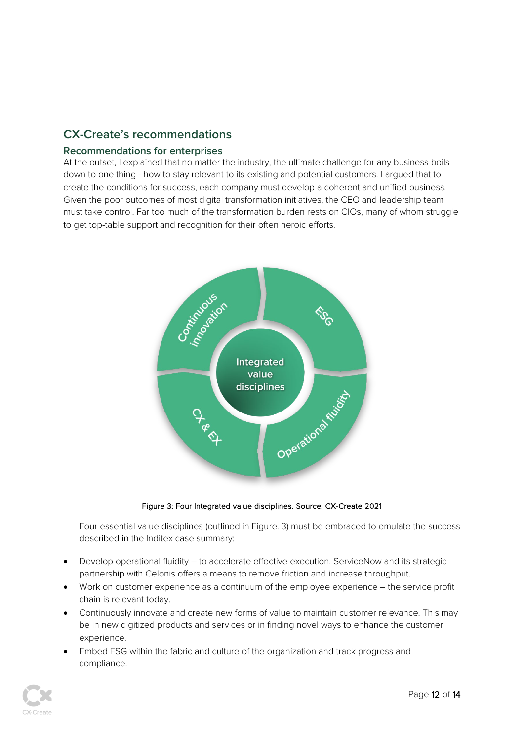## CX-Create's recommendations

### Recommendations for enterprises

At the outset, I explained that no matter the industry, the ultimate challenge for any business boils down to one thing - how to stay relevant to its existing and potential customers. I argued that to create the conditions for success, each company must develop a coherent and unified business. Given the poor outcomes of most digital transformation initiatives, the CEO and leadership team must take control. Far too much of the transformation burden rests on CIOs, many of whom struggle to get top-table support and recognition for their often heroic efforts.

Figure 3: Four Integrated value disciplines. Source: CX-Create 2021

Four essential value disciplines (outlined in Figure. 3) must be embraced to emulate the success described in the Inditex case summary:

- Develop operational fluidity – to accelerate effective execution. ServiceNow and its strategic partnership with Celonis offers a means to remove friction and increase throughput.
- Work on customer experience as a continuum of the employee experience – the service profit chain is relevant today.
- Continuously innovate and create new forms of value to maintain customer relevance. This may be in new digitized products and services or in finding novel ways to enhance the customer experience.
- Embed ESG within the fabric and culture of the organization and track progress and compliance.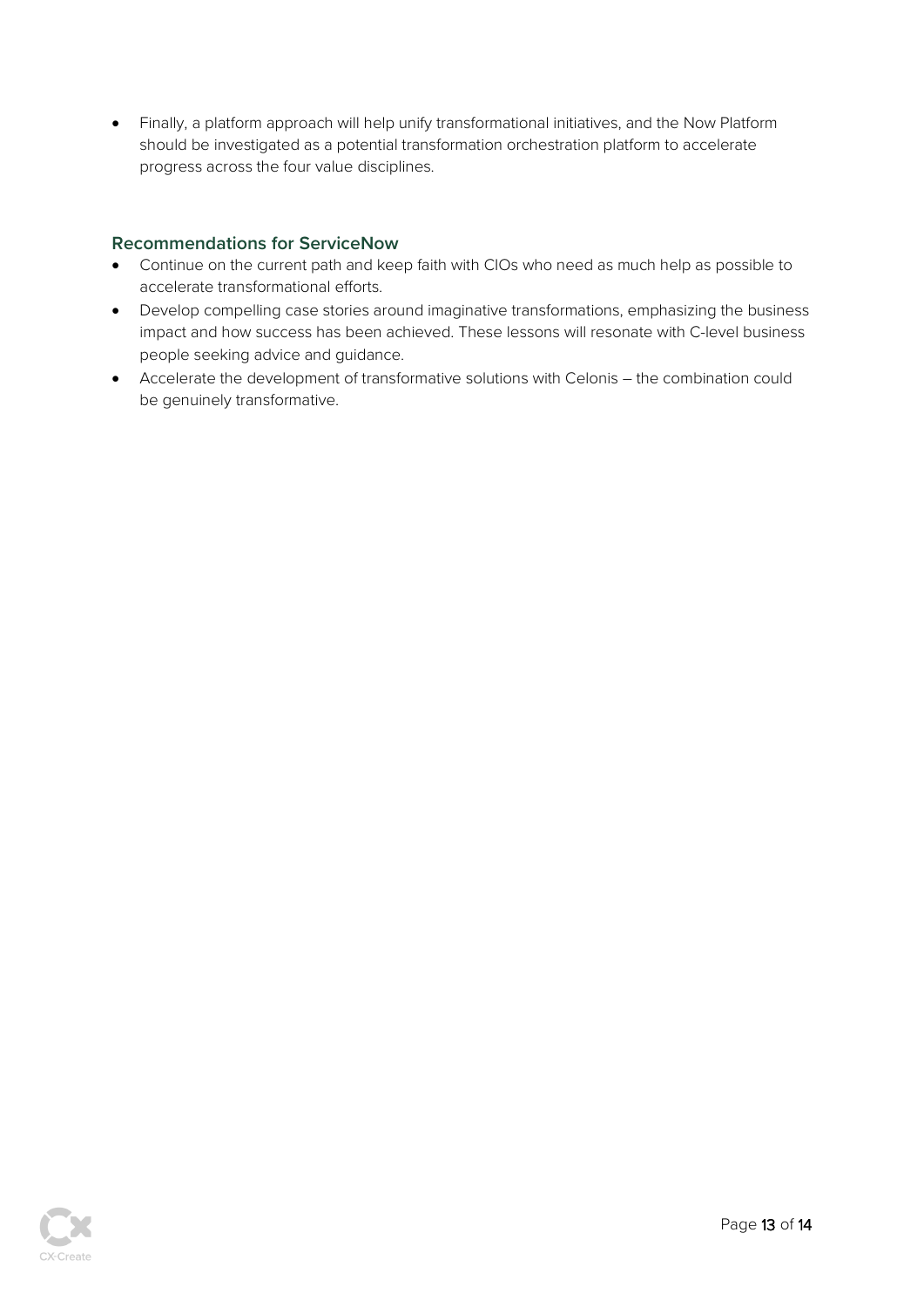- Finally, a platform approach will help unify transformational initiatives, and the Now Platform should be investigated as a potential transformation orchestration platform to accelerate progress across the four value disciplines.

### Recommendations for ServiceNow

- Continue on the current path and keep faith with CIOs who need as much help as possible to accelerate transformational efforts.
- Develop compelling case stories around imaginative transformations, emphasizing the business impact and how success has been achieved. These lessons will resonate with C-level business people seeking advice and guidance.
- Accelerate the development of transformative solutions with Celonis – the combination could be genuinely transformative.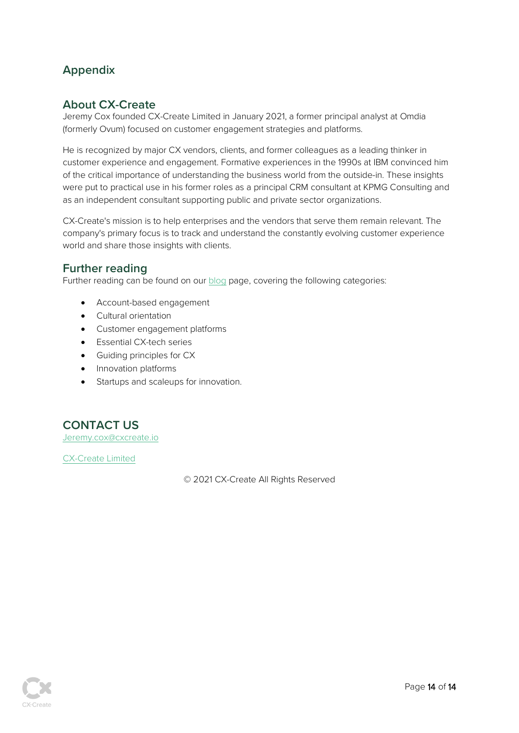# Appendix

## About CX-Create

Jeremy Cox founded CX-Create Limited in January 2021, a former principal analyst at Omdia (formerly Ovum) focused on customer engagement strategies and platforms.

He is recognized by major CX vendors, clients, and former colleagues as a leading thinker in customer experience and engagement. Formative experiences in the 1990s at IBM convinced him of the critical importance of understanding the business world from the outside-in. These insights were put to practical use in his former roles as a principal CRM consultant at KPMG Consulting and as an independent consultant supporting public and private sector organizations.

CX-Create's mission is to help enterprises and the vendors that serve them remain relevant. The company's primary focus is to track and understand the constantly evolving customer experience world and share those insights with clients.

## Further reading

Further reading can be found on our blog page, covering the following categories:

- Account-based engagement
- Cultural orientation
- Customer engagement platforms
- Essential CX-tech series
- Guiding principles for CX
- Innovation platforms
- Startups and scaleups for innovation.

## CONTACT US

Jeremy.cox@cxcreate.io

CX-Create Limited

© 2021 CX-Create All Rights Reserved